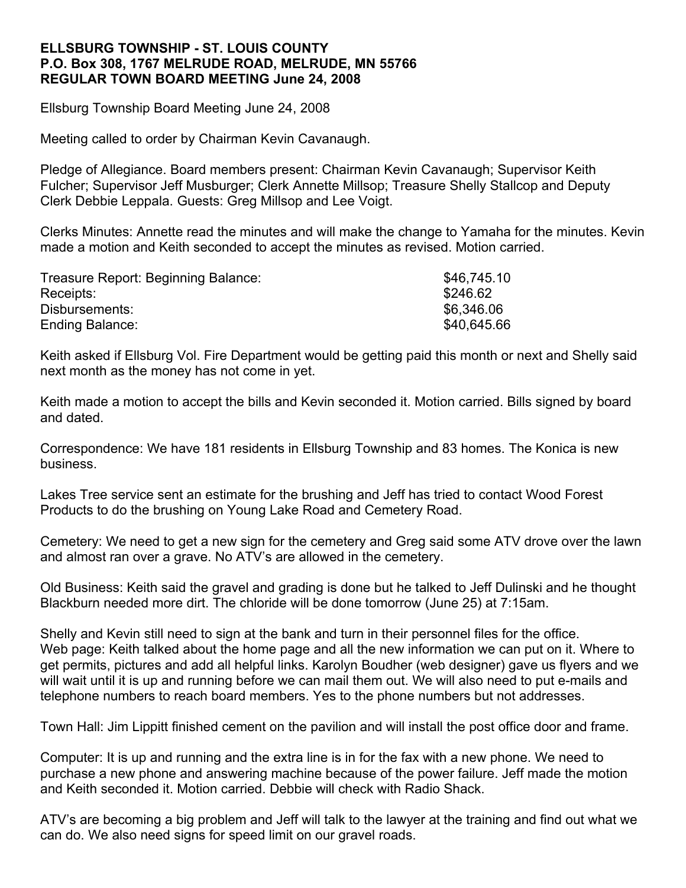**ELLSBURG TOWNSHIP - ST. LOUIS COUNTY**
**P.O. Box 308, 1767 MELRUDE ROAD, MELRUDE, MN 55766**
**REGULAR TOWN BOARD MEETING June 24, 2008**

Ellsburg Township Board Meeting June 24, 2008

Meeting called to order by Chairman Kevin Cavanaugh.

Pledge of Allegiance. Board members present: Chairman Kevin Cavanaugh; Supervisor Keith Fulcher; Supervisor Jeff Musburger; Clerk Annette Millsop; Treasure Shelly Stallcop and Deputy Clerk Debbie Leppala. Guests: Greg Millsop and Lee Voigt.

Clerks Minutes: Annette read the minutes and will make the change to Yamaha for the minutes. Kevin made a motion and Keith seconded to accept the minutes as revised. Motion carried.

| | |
|---|---|
| Treasure Report: Beginning Balance: | $46,745.10 |
| Receipts: | $246.62 |
| Disbursements: | $6,346.06 |
| Ending Balance: | $40,645.66 |

Keith asked if Ellsburg Vol. Fire Department would be getting paid this month or next and Shelly said next month as the money has not come in yet.

Keith made a motion to accept the bills and Kevin seconded it. Motion carried. Bills signed by board and dated.

Correspondence: We have 181 residents in Ellsburg Township and 83 homes. The Konica is new business.

Lakes Tree service sent an estimate for the brushing and Jeff has tried to contact Wood Forest Products to do the brushing on Young Lake Road and Cemetery Road.

Cemetery: We need to get a new sign for the cemetery and Greg said some ATV drove over the lawn and almost ran over a grave. No ATV's are allowed in the cemetery.

Old Business: Keith said the gravel and grading is done but he talked to Jeff Dulinski and he thought Blackburn needed more dirt. The chloride will be done tomorrow (June 25) at 7:15am.

Shelly and Kevin still need to sign at the bank and turn in their personnel files for the office.
Web page: Keith talked about the home page and all the new information we can put on it. Where to get permits, pictures and add all helpful links. Karolyn Boudher (web designer) gave us flyers and we will wait until it is up and running before we can mail them out. We will also need to put e-mails and telephone numbers to reach board members. Yes to the phone numbers but not addresses.

Town Hall: Jim Lippitt finished cement on the pavilion and will install the post office door and frame.

Computer: It is up and running and the extra line is in for the fax with a new phone. We need to purchase a new phone and answering machine because of the power failure. Jeff made the motion and Keith seconded it. Motion carried. Debbie will check with Radio Shack.

ATV's are becoming a big problem and Jeff will talk to the lawyer at the training and find out what we can do. We also need signs for speed limit on our gravel roads.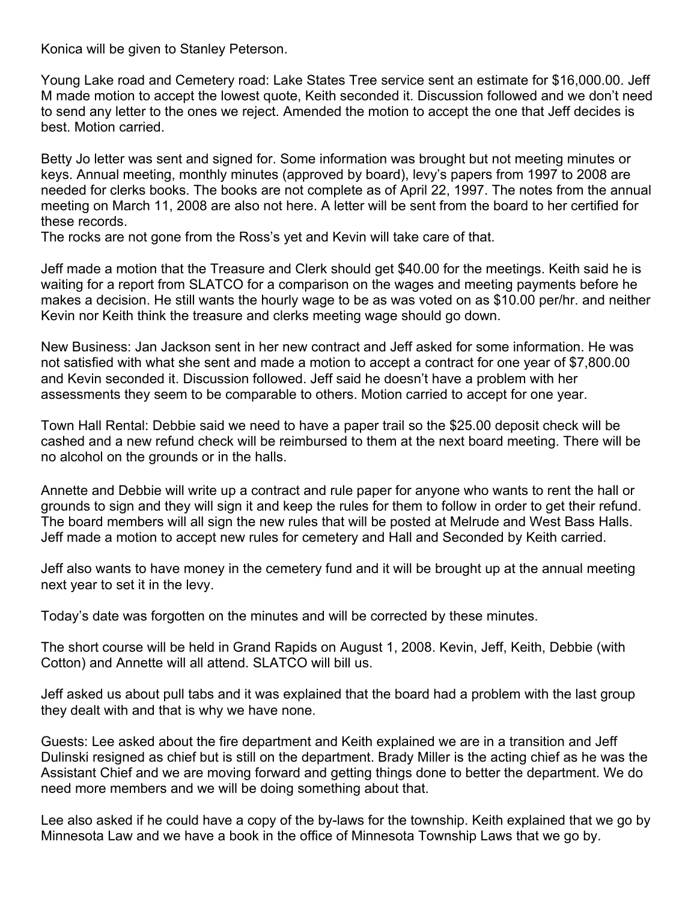Konica will be given to Stanley Peterson.

Young Lake road and Cemetery road: Lake States Tree service sent an estimate for $16,000.00. Jeff M made motion to accept the lowest quote, Keith seconded it. Discussion followed and we don't need to send any letter to the ones we reject. Amended the motion to accept the one that Jeff decides is best. Motion carried.

Betty Jo letter was sent and signed for. Some information was brought but not meeting minutes or keys. Annual meeting, monthly minutes (approved by board), levy's papers from 1997 to 2008 are needed for clerks books. The books are not complete as of April 22, 1997. The notes from the annual meeting on March 11, 2008 are also not here. A letter will be sent from the board to her certified for these records.
The rocks are not gone from the Ross's yet and Kevin will take care of that.

Jeff made a motion that the Treasure and Clerk should get $40.00 for the meetings. Keith said he is waiting for a report from SLATCO for a comparison on the wages and meeting payments before he makes a decision. He still wants the hourly wage to be as was voted on as $10.00 per/hr. and neither Kevin nor Keith think the treasure and clerks meeting wage should go down.

New Business: Jan Jackson sent in her new contract and Jeff asked for some information. He was not satisfied with what she sent and made a motion to accept a contract for one year of $7,800.00 and Kevin seconded it. Discussion followed. Jeff said he doesn't have a problem with her assessments they seem to be comparable to others. Motion carried to accept for one year.

Town Hall Rental: Debbie said we need to have a paper trail so the $25.00 deposit check will be cashed and a new refund check will be reimbursed to them at the next board meeting. There will be no alcohol on the grounds or in the halls.

Annette and Debbie will write up a contract and rule paper for anyone who wants to rent the hall or grounds to sign and they will sign it and keep the rules for them to follow in order to get their refund. The board members will all sign the new rules that will be posted at Melrude and West Bass Halls. Jeff made a motion to accept new rules for cemetery and Hall and Seconded by Keith carried.

Jeff also wants to have money in the cemetery fund and it will be brought up at the annual meeting next year to set it in the levy.

Today's date was forgotten on the minutes and will be corrected by these minutes.

The short course will be held in Grand Rapids on August 1, 2008. Kevin, Jeff, Keith, Debbie (with Cotton) and Annette will all attend. SLATCO will bill us.

Jeff asked us about pull tabs and it was explained that the board had a problem with the last group they dealt with and that is why we have none.

Guests: Lee asked about the fire department and Keith explained we are in a transition and Jeff Dulinski resigned as chief but is still on the department. Brady Miller is the acting chief as he was the Assistant Chief and we are moving forward and getting things done to better the department. We do need more members and we will be doing something about that.

Lee also asked if he could have a copy of the by-laws for the township. Keith explained that we go by Minnesota Law and we have a book in the office of Minnesota Township Laws that we go by.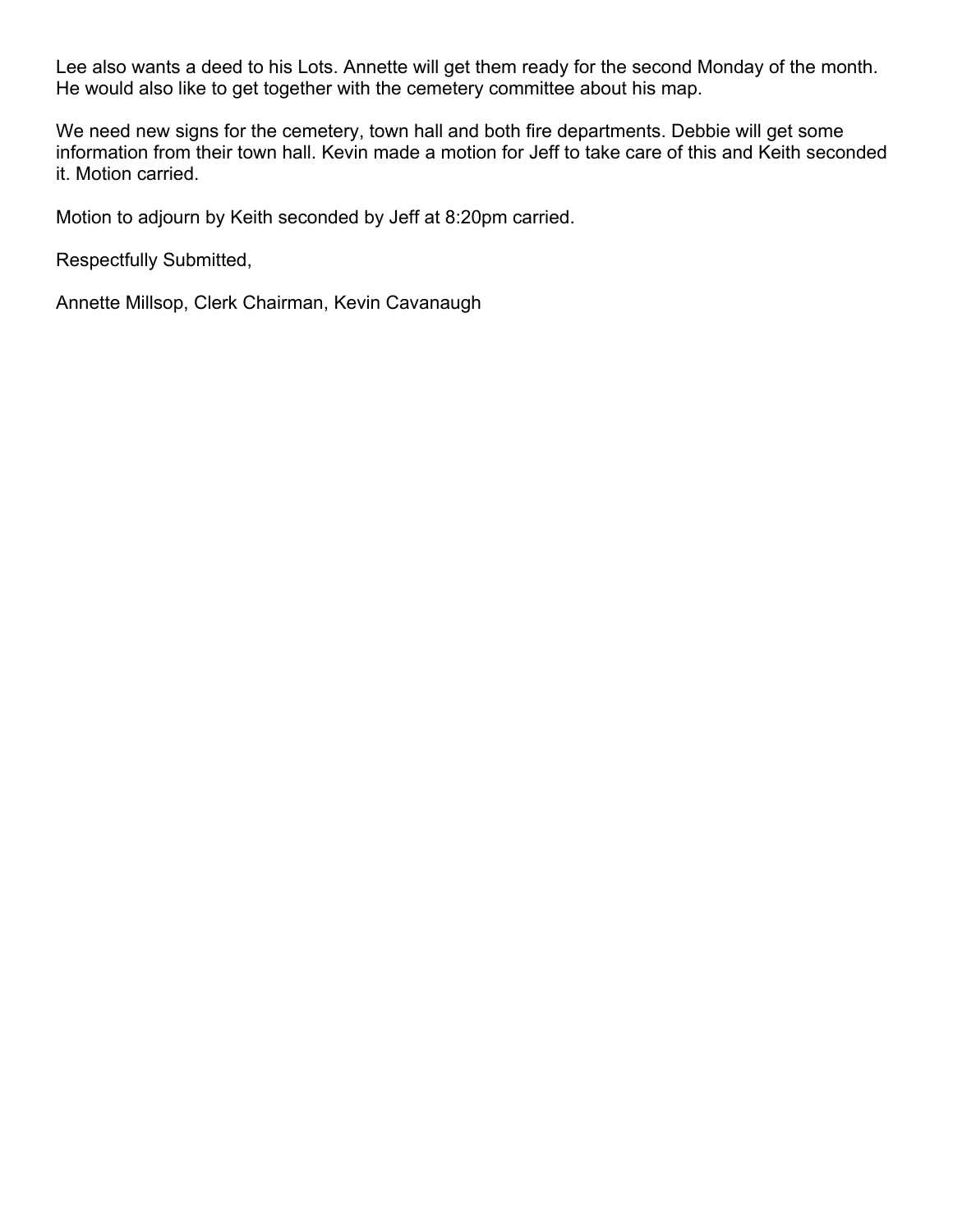Lee also wants a deed to his Lots. Annette will get them ready for the second Monday of the month. He would also like to get together with the cemetery committee about his map.

We need new signs for the cemetery, town hall and both fire departments. Debbie will get some information from their town hall. Kevin made a motion for Jeff to take care of this and Keith seconded it. Motion carried.

Motion to adjourn by Keith seconded by Jeff at 8:20pm carried.

Respectfully Submitted,

Annette Millsop, Clerk Chairman, Kevin Cavanaugh